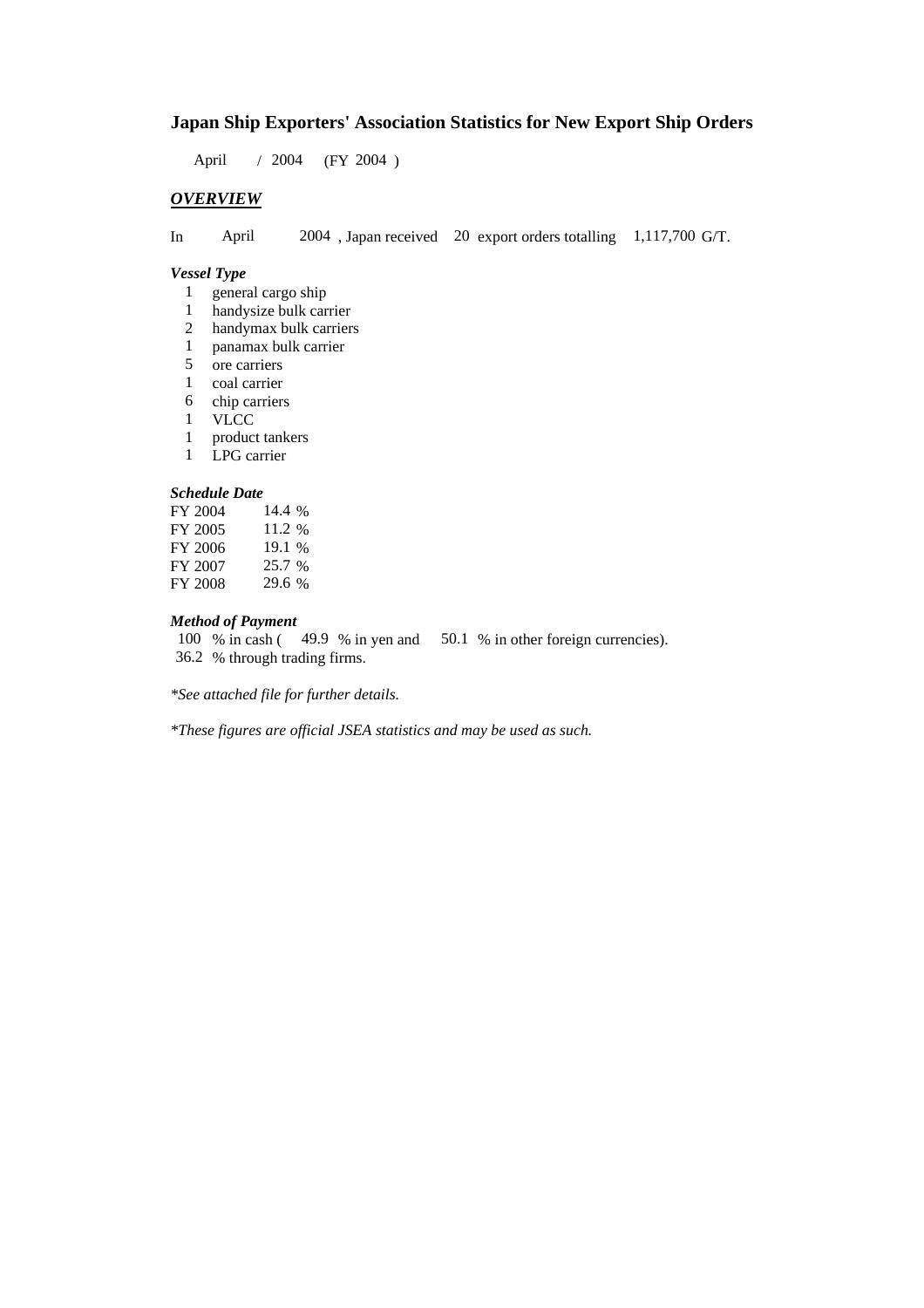# Japan Ship Exporters' Association Statistics for New Export Ship Orders

April / 2004 (FY 2004 )

## *OVERVIEW*

In April 2004 , Japan received 20 export orders totalling 1,117,700 G/T.

### *Vessel Type*

- 1 general cargo ship
- 1 handysize bulk carrier
- 2 handymax bulk carriers
- 1 panamax bulk carrier
- 5 ore carriers
- 1 coal carrier
- 6 chip carriers
- 1 VLCC
- 1 product tankers
- 1 LPG carrier

### *Schedule Date*

| | |
|---|---|
| FY 2004 | 14.4 % |
| FY 2005 | 11.2 % |
| FY 2006 | 19.1 % |
| FY 2007 | 25.7 % |
| FY 2008 | 29.6 % |

### *Method of Payment*

100 % in cash ( 49.9 % in yen and 50.1 % in other foreign currencies).
36.2 % through trading firms.

*\*See attached file for further details.*

*\*These figures are official JSEA statistics and may be used as such.*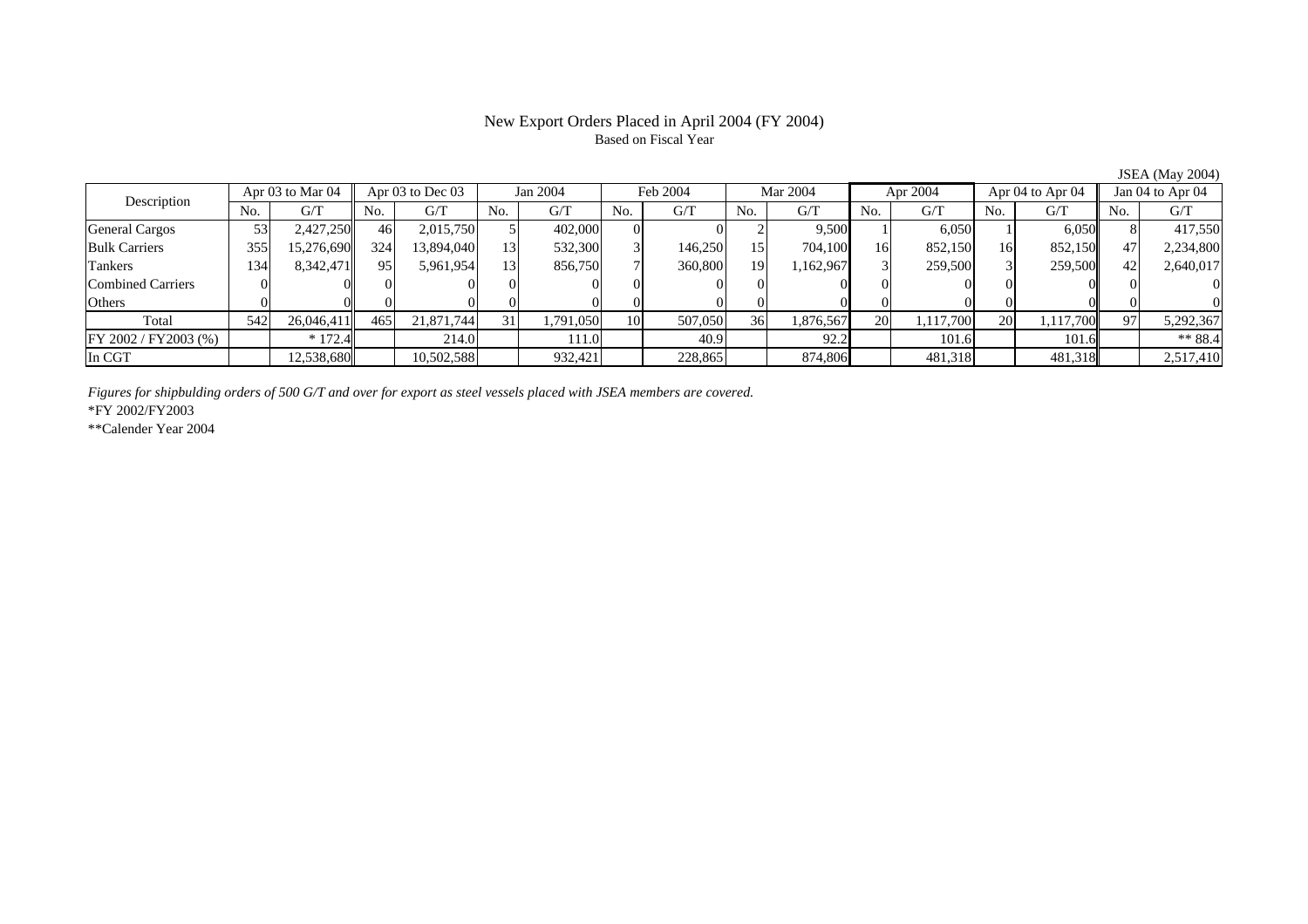# New Export Orders Placed in April 2004 (FY 2004)

Based on Fiscal Year

JSEA (May 2004)

| Description | Apr 03 to Mar 04 | | Apr 03 to Dec 03 | | Jan 2004 | | Feb 2004 | | Mar 2004 | | Apr 2004 | | Apr 04 to Apr 04 | | Jan 04 to Apr 04 | |
|---|---|---|---|---|---|---|---|---|---|---|---|---|---|---|---|---|
| | No. | G/T | No. | G/T | No. | G/T | No. | G/T | No. | G/T | No. | G/T | No. | G/T | No. | G/T |
| General Cargos | 53 | 2,427,250 | 46 | 2,015,750 | 5 | 402,000 | 0 | 0 | 2 | 9,500 | 1 | 6,050 | 1 | 6,050 | 8 | 417,550 |
| Bulk Carriers | 355 | 15,276,690 | 324 | 13,894,040 | 13 | 532,300 | 3 | 146,250 | 15 | 704,100 | 16 | 852,150 | 16 | 852,150 | 47 | 2,234,800 |
| Tankers | 134 | 8,342,471 | 95 | 5,961,954 | 13 | 856,750 | 7 | 360,800 | 19 | 1,162,967 | 3 | 259,500 | 3 | 259,500 | 42 | 2,640,017 |
| Combined Carriers | 0 | 0 | 0 | 0 | 0 | 0 | 0 | 0 | 0 | 0 | 0 | 0 | 0 | 0 | 0 | 0 |
| Others | 0 | 0 | 0 | 0 | 0 | 0 | 0 | 0 | 0 | 0 | 0 | 0 | 0 | 0 | 0 | 0 |
| Total | 542 | 26,046,411 | 465 | 21,871,744 | 31 | 1,791,050 | 10 | 507,050 | 36 | 1,876,567 | 20 | 1,117,700 | 20 | 1,117,700 | 97 | 5,292,367 |
| FY 2002 / FY2003 (%) | | * 172.4 | | 214.0 | | 111.0 | | 40.9 | | 92.2 | | 101.6 | | 101.6 | | ** 88.4 |
| In CGT | | 12,538,680 | | 10,502,588 | | 932,421 | | 228,865 | | 874,806 | | 481,318 | | 481,318 | | 2,517,410 |

*Figures for shipbulding orders of 500 G/T and over for export as steel vessels placed with JSEA members are covered.*

*FY 2002/FY2003

**Calender Year 2004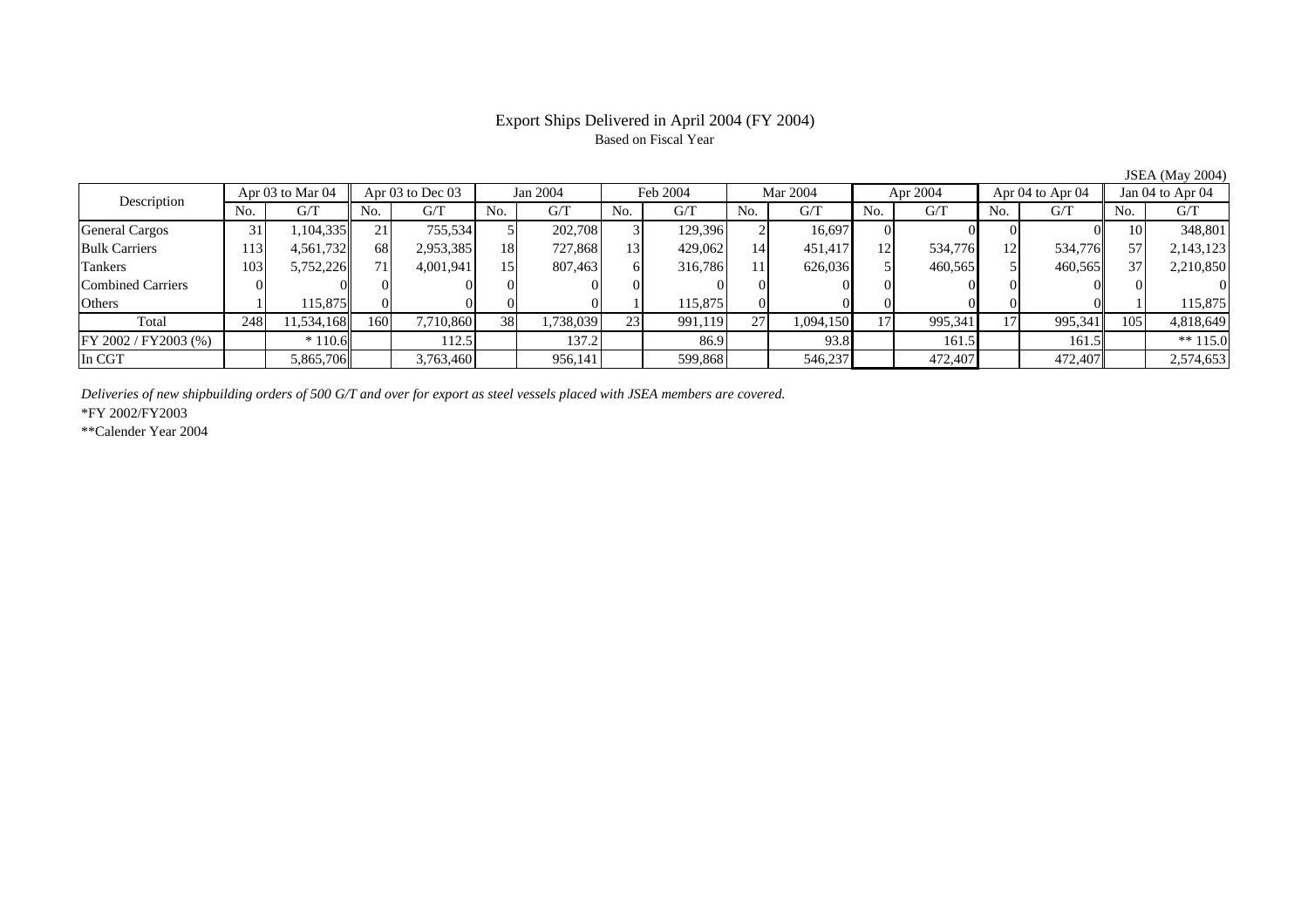# Export Ships Delivered in April 2004 (FY 2004)

Based on Fiscal Year

JSEA (May 2004)

| Description | Apr 03 to Mar 04 | | Apr 03 to Dec 03 | | Jan 2004 | | Feb 2004 | | Mar 2004 | | Apr 2004 | | Apr 04 to Apr 04 | | Jan 04 to Apr 04 | |
|---|---|---|---|---|---|---|---|---|---|---|---|---|---|---|---|---|
| | No. | G/T | No. | G/T | No. | G/T | No. | G/T | No. | G/T | No. | G/T | No. | G/T | No. | G/T |
| General Cargos | 31 | 1,104,335 | 21 | 755,534 | 5 | 202,708 | 3 | 129,396 | 2 | 16,697 | 0 | 0 | 0 | 0 | 10 | 348,801 |
| Bulk Carriers | 113 | 4,561,732 | 68 | 2,953,385 | 18 | 727,868 | 13 | 429,062 | 14 | 451,417 | 12 | 534,776 | 12 | 534,776 | 57 | 2,143,123 |
| Tankers | 103 | 5,752,226 | 71 | 4,001,941 | 15 | 807,463 | 6 | 316,786 | 11 | 626,036 | 5 | 460,565 | 5 | 460,565 | 37 | 2,210,850 |
| Combined Carriers | 0 | 0 | 0 | 0 | 0 | 0 | 0 | 0 | 0 | 0 | 0 | 0 | 0 | 0 | 0 | 0 |
| Others | 1 | 115,875 | 0 | 0 | 0 | 0 | 1 | 115,875 | 0 | 0 | 0 | 0 | 0 | 0 | 1 | 115,875 |
| Total | 248 | 11,534,168 | 160 | 7,710,860 | 38 | 1,738,039 | 23 | 991,119 | 27 | 1,094,150 | 17 | 995,341 | 17 | 995,341 | 105 | 4,818,649 |
| FY 2002 / FY2003 (%) | | * 110.6 | | 112.5 | | 137.2 | | 86.9 | | 93.8 | | 161.5 | | 161.5 | | ** 115.0 |
| In CGT | | 5,865,706 | | 3,763,460 | | 956,141 | | 599,868 | | 546,237 | | 472,407 | | 472,407 | | 2,574,653 |

*Deliveries of new shipbuilding orders of 500 G/T and over for export as steel vessels placed with JSEA members are covered.*

*FY 2002/FY2003

**Calender Year 2004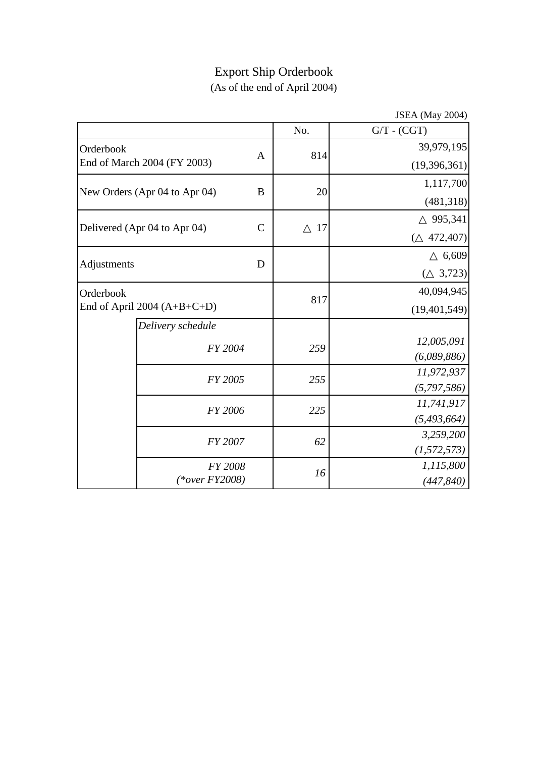# Export Ship Orderbook

(As of the end of April 2004)

JSEA (May 2004)

| | | No. | G/T - (CGT) |
|---|---|---|---|
| Orderbook<br>End of March 2004 (FY 2003) | A | 814 | 39,979,195<br>(19,396,361) |
| New Orders (Apr 04 to Apr 04) | B | 20 | 1,117,700<br>(481,318) |
| Delivered (Apr 04 to Apr 04) | C | △ 17 | △ 995,341<br>(△ 472,407) |
| Adjustments | D | | △ 6,609<br>(△ 3,723) |
| Orderbook<br>End of April 2004 (A+B+C+D) | | 817 | 40,094,945<br>(19,401,549) |
| | *Delivery schedule*<br>*FY 2004* | *259* | *12,005,091*<br>*(6,089,886)* |
| | *FY 2005* | *255* | *11,972,937*<br>*(5,797,586)* |
| | *FY 2006* | *225* | *11,741,917*<br>*(5,493,664)* |
| | *FY 2007* | *62* | *3,259,200*<br>*(1,572,573)* |
| | *FY 2008*<br>*(*over FY2008)* | *16* | *1,115,800*<br>*(447,840)* |